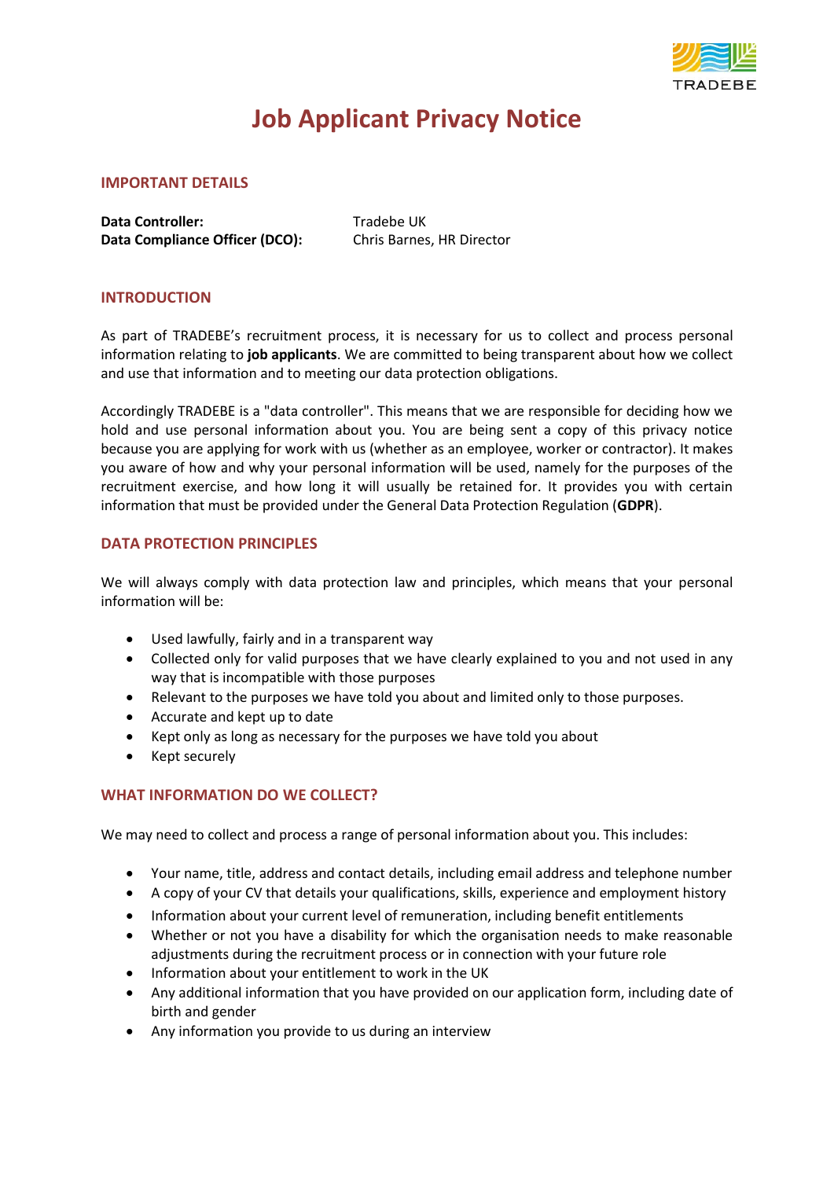# Job Applicant Privacy Notice

## IMPORTANT DETAILS

**Data Controller:** Tradebe UK
**Data Compliance Officer (DCO):** Chris Barnes, HR Director

## INTRODUCTION

As part of TRADEBE's recruitment process, it is necessary for us to collect and process personal information relating to **job applicants**. We are committed to being transparent about how we collect and use that information and to meeting our data protection obligations.

Accordingly TRADEBE is a "data controller". This means that we are responsible for deciding how we hold and use personal information about you. You are being sent a copy of this privacy notice because you are applying for work with us (whether as an employee, worker or contractor). It makes you aware of how and why your personal information will be used, namely for the purposes of the recruitment exercise, and how long it will usually be retained for. It provides you with certain information that must be provided under the General Data Protection Regulation (**GDPR**).

## DATA PROTECTION PRINCIPLES

We will always comply with data protection law and principles, which means that your personal information will be:

- Used lawfully, fairly and in a transparent way
- Collected only for valid purposes that we have clearly explained to you and not used in any way that is incompatible with those purposes
- Relevant to the purposes we have told you about and limited only to those purposes.
- Accurate and kept up to date
- Kept only as long as necessary for the purposes we have told you about
- Kept securely

## WHAT INFORMATION DO WE COLLECT?

We may need to collect and process a range of personal information about you. This includes:

- Your name, title, address and contact details, including email address and telephone number
- A copy of your CV that details your qualifications, skills, experience and employment history
- Information about your current level of remuneration, including benefit entitlements
- Whether or not you have a disability for which the organisation needs to make reasonable adjustments during the recruitment process or in connection with your future role
- Information about your entitlement to work in the UK
- Any additional information that you have provided on our application form, including date of birth and gender
- Any information you provide to us during an interview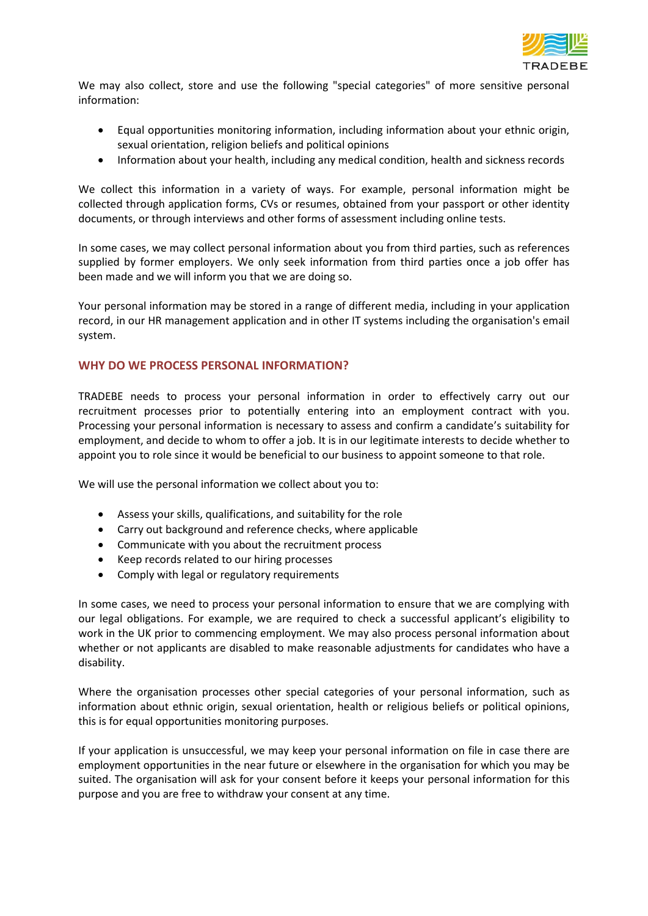We may also collect, store and use the following "special categories" of more sensitive personal information:

- Equal opportunities monitoring information, including information about your ethnic origin, sexual orientation, religion beliefs and political opinions
- Information about your health, including any medical condition, health and sickness records

We collect this information in a variety of ways. For example, personal information might be collected through application forms, CVs or resumes, obtained from your passport or other identity documents, or through interviews and other forms of assessment including online tests.

In some cases, we may collect personal information about you from third parties, such as references supplied by former employers. We only seek information from third parties once a job offer has been made and we will inform you that we are doing so.

Your personal information may be stored in a range of different media, including in your application record, in our HR management application and in other IT systems including the organisation's email system.

## WHY DO WE PROCESS PERSONAL INFORMATION?

TRADEBE needs to process your personal information in order to effectively carry out our recruitment processes prior to potentially entering into an employment contract with you. Processing your personal information is necessary to assess and confirm a candidate's suitability for employment, and decide to whom to offer a job. It is in our legitimate interests to decide whether to appoint you to role since it would be beneficial to our business to appoint someone to that role.

We will use the personal information we collect about you to:

- Assess your skills, qualifications, and suitability for the role
- Carry out background and reference checks, where applicable
- Communicate with you about the recruitment process
- Keep records related to our hiring processes
- Comply with legal or regulatory requirements

In some cases, we need to process your personal information to ensure that we are complying with our legal obligations. For example, we are required to check a successful applicant's eligibility to work in the UK prior to commencing employment. We may also process personal information about whether or not applicants are disabled to make reasonable adjustments for candidates who have a disability.

Where the organisation processes other special categories of your personal information, such as information about ethnic origin, sexual orientation, health or religious beliefs or political opinions, this is for equal opportunities monitoring purposes.

If your application is unsuccessful, we may keep your personal information on file in case there are employment opportunities in the near future or elsewhere in the organisation for which you may be suited. The organisation will ask for your consent before it keeps your personal information for this purpose and you are free to withdraw your consent at any time.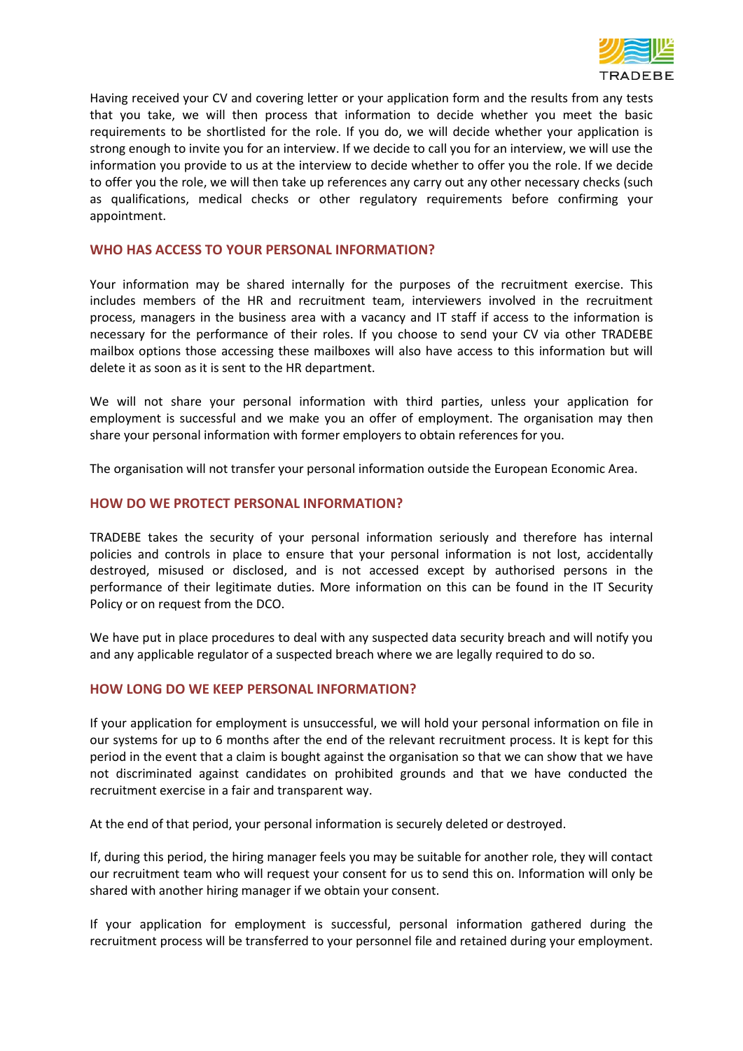Having received your CV and covering letter or your application form and the results from any tests that you take, we will then process that information to decide whether you meet the basic requirements to be shortlisted for the role. If you do, we will decide whether your application is strong enough to invite you for an interview. If we decide to call you for an interview, we will use the information you provide to us at the interview to decide whether to offer you the role. If we decide to offer you the role, we will then take up references any carry out any other necessary checks (such as qualifications, medical checks or other regulatory requirements before confirming your appointment.

## WHO HAS ACCESS TO YOUR PERSONAL INFORMATION?

Your information may be shared internally for the purposes of the recruitment exercise. This includes members of the HR and recruitment team, interviewers involved in the recruitment process, managers in the business area with a vacancy and IT staff if access to the information is necessary for the performance of their roles. If you choose to send your CV via other TRADEBE mailbox options those accessing these mailboxes will also have access to this information but will delete it as soon as it is sent to the HR department.

We will not share your personal information with third parties, unless your application for employment is successful and we make you an offer of employment. The organisation may then share your personal information with former employers to obtain references for you.

The organisation will not transfer your personal information outside the European Economic Area.

## HOW DO WE PROTECT PERSONAL INFORMATION?

TRADEBE takes the security of your personal information seriously and therefore has internal policies and controls in place to ensure that your personal information is not lost, accidentally destroyed, misused or disclosed, and is not accessed except by authorised persons in the performance of their legitimate duties. More information on this can be found in the IT Security Policy or on request from the DCO.

We have put in place procedures to deal with any suspected data security breach and will notify you and any applicable regulator of a suspected breach where we are legally required to do so.

## HOW LONG DO WE KEEP PERSONAL INFORMATION?

If your application for employment is unsuccessful, we will hold your personal information on file in our systems for up to 6 months after the end of the relevant recruitment process. It is kept for this period in the event that a claim is bought against the organisation so that we can show that we have not discriminated against candidates on prohibited grounds and that we have conducted the recruitment exercise in a fair and transparent way.

At the end of that period, your personal information is securely deleted or destroyed.

If, during this period, the hiring manager feels you may be suitable for another role, they will contact our recruitment team who will request your consent for us to send this on. Information will only be shared with another hiring manager if we obtain your consent.

If your application for employment is successful, personal information gathered during the recruitment process will be transferred to your personnel file and retained during your employment.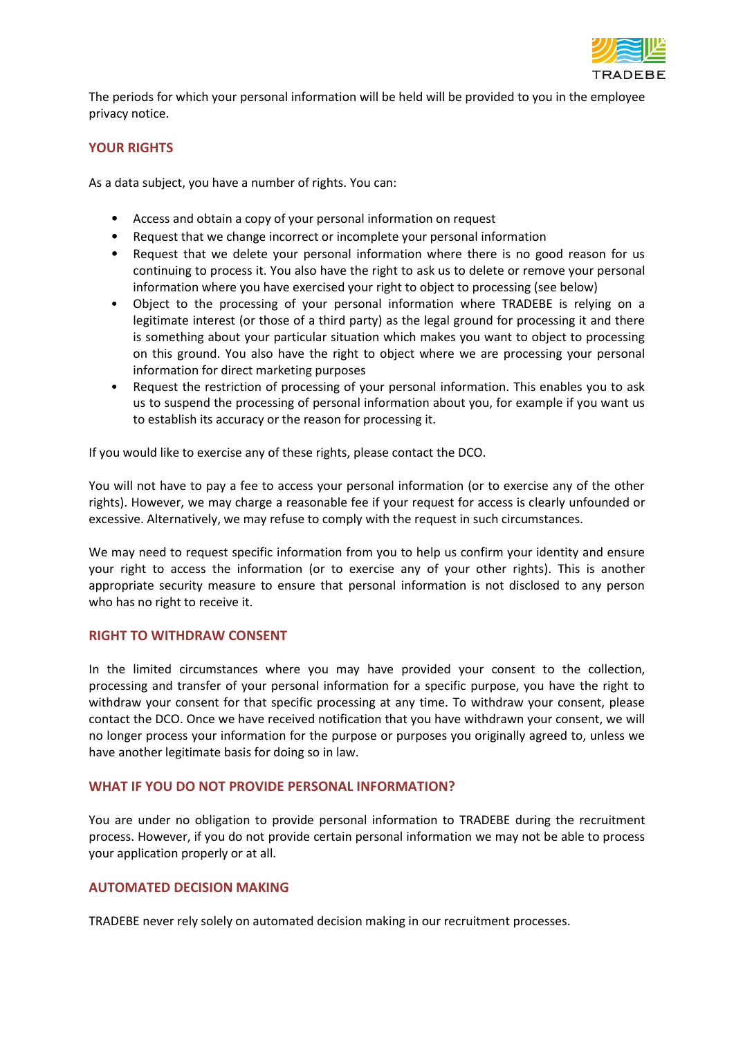The periods for which your personal information will be held will be provided to you in the employee privacy notice.

## YOUR RIGHTS

As a data subject, you have a number of rights. You can:

- Access and obtain a copy of your personal information on request
- Request that we change incorrect or incomplete your personal information
- Request that we delete your personal information where there is no good reason for us continuing to process it. You also have the right to ask us to delete or remove your personal information where you have exercised your right to object to processing (see below)
- Object to the processing of your personal information where TRADEBE is relying on a legitimate interest (or those of a third party) as the legal ground for processing it and there is something about your particular situation which makes you want to object to processing on this ground. You also have the right to object where we are processing your personal information for direct marketing purposes
- Request the restriction of processing of your personal information. This enables you to ask us to suspend the processing of personal information about you, for example if you want us to establish its accuracy or the reason for processing it.

If you would like to exercise any of these rights, please contact the DCO.

You will not have to pay a fee to access your personal information (or to exercise any of the other rights). However, we may charge a reasonable fee if your request for access is clearly unfounded or excessive. Alternatively, we may refuse to comply with the request in such circumstances.

We may need to request specific information from you to help us confirm your identity and ensure your right to access the information (or to exercise any of your other rights). This is another appropriate security measure to ensure that personal information is not disclosed to any person who has no right to receive it.

## RIGHT TO WITHDRAW CONSENT

In the limited circumstances where you may have provided your consent to the collection, processing and transfer of your personal information for a specific purpose, you have the right to withdraw your consent for that specific processing at any time. To withdraw your consent, please contact the DCO. Once we have received notification that you have withdrawn your consent, we will no longer process your information for the purpose or purposes you originally agreed to, unless we have another legitimate basis for doing so in law.

## WHAT IF YOU DO NOT PROVIDE PERSONAL INFORMATION?

You are under no obligation to provide personal information to TRADEBE during the recruitment process. However, if you do not provide certain personal information we may not be able to process your application properly or at all.

## AUTOMATED DECISION MAKING

TRADEBE never rely solely on automated decision making in our recruitment processes.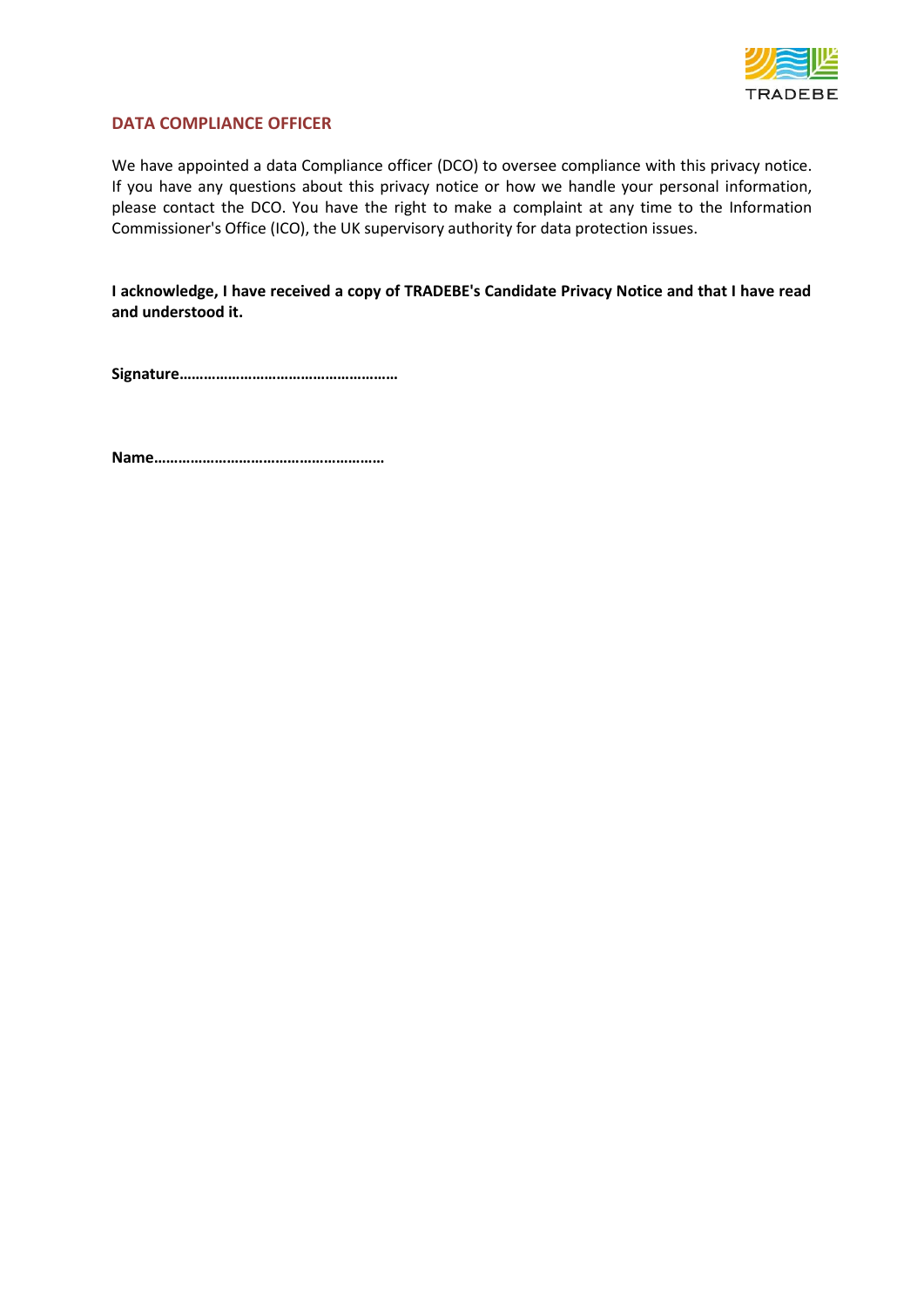## DATA COMPLIANCE OFFICER

We have appointed a data Compliance officer (DCO) to oversee compliance with this privacy notice. If you have any questions about this privacy notice or how we handle your personal information, please contact the DCO. You have the right to make a complaint at any time to the Information Commissioner's Office (ICO), the UK supervisory authority for data protection issues.

**I acknowledge, I have received a copy of TRADEBE's Candidate Privacy Notice and that I have read and understood it.**

**Signature………………………………………………**

**Name…………………………………………………**